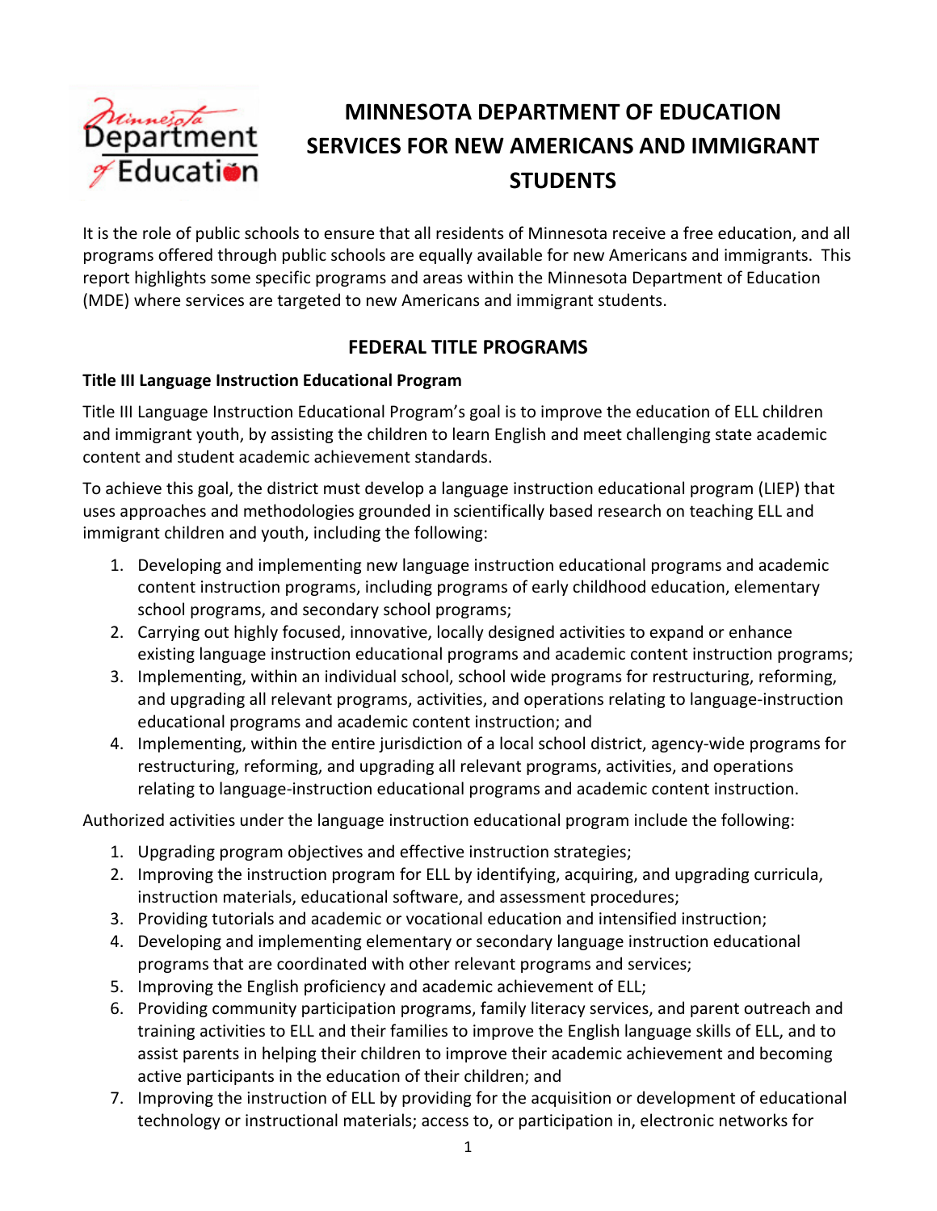# MINNESOTA DEPARTMENT OF EDUCATION SERVICES FOR NEW AMERICANS AND IMMIGRANT STUDENTS

It is the role of public schools to ensure that all residents of Minnesota receive a free education, and all programs offered through public schools are equally available for new Americans and immigrants. This report highlights some specific programs and areas within the Minnesota Department of Education (MDE) where services are targeted to new Americans and immigrant students.

## FEDERAL TITLE PROGRAMS

### Title III Language Instruction Educational Program

Title III Language Instruction Educational Program's goal is to improve the education of ELL children and immigrant youth, by assisting the children to learn English and meet challenging state academic content and student academic achievement standards.

To achieve this goal, the district must develop a language instruction educational program (LIEP) that uses approaches and methodologies grounded in scientifically based research on teaching ELL and immigrant children and youth, including the following:

1. Developing and implementing new language instruction educational programs and academic content instruction programs, including programs of early childhood education, elementary school programs, and secondary school programs;
2. Carrying out highly focused, innovative, locally designed activities to expand or enhance existing language instruction educational programs and academic content instruction programs;
3. Implementing, within an individual school, school wide programs for restructuring, reforming, and upgrading all relevant programs, activities, and operations relating to language-instruction educational programs and academic content instruction; and
4. Implementing, within the entire jurisdiction of a local school district, agency-wide programs for restructuring, reforming, and upgrading all relevant programs, activities, and operations relating to language-instruction educational programs and academic content instruction.

Authorized activities under the language instruction educational program include the following:

1. Upgrading program objectives and effective instruction strategies;
2. Improving the instruction program for ELL by identifying, acquiring, and upgrading curricula, instruction materials, educational software, and assessment procedures;
3. Providing tutorials and academic or vocational education and intensified instruction;
4. Developing and implementing elementary or secondary language instruction educational programs that are coordinated with other relevant programs and services;
5. Improving the English proficiency and academic achievement of ELL;
6. Providing community participation programs, family literacy services, and parent outreach and training activities to ELL and their families to improve the English language skills of ELL, and to assist parents in helping their children to improve their academic achievement and becoming active participants in the education of their children; and
7. Improving the instruction of ELL by providing for the acquisition or development of educational technology or instructional materials; access to, or participation in, electronic networks for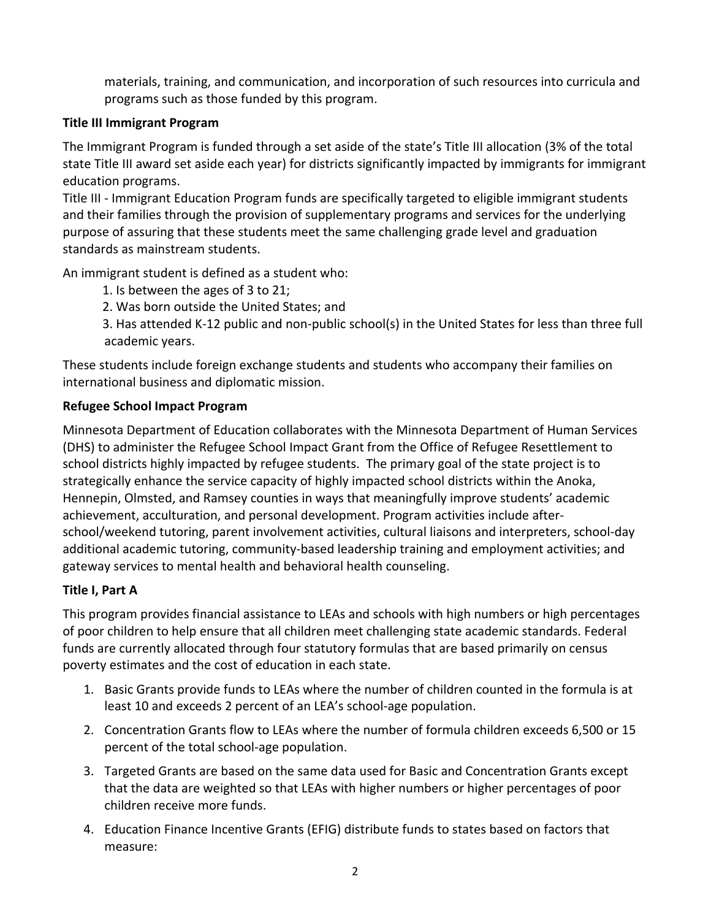materials, training, and communication, and incorporation of such resources into curricula and programs such as those funded by this program.

**Title III Immigrant Program**

The Immigrant Program is funded through a set aside of the state's Title III allocation (3% of the total state Title III award set aside each year) for districts significantly impacted by immigrants for immigrant education programs.

Title III - Immigrant Education Program funds are specifically targeted to eligible immigrant students and their families through the provision of supplementary programs and services for the underlying purpose of assuring that these students meet the same challenging grade level and graduation standards as mainstream students.

An immigrant student is defined as a student who:

1. Is between the ages of 3 to 21;
2. Was born outside the United States; and
3. Has attended K-12 public and non-public school(s) in the United States for less than three full academic years.

These students include foreign exchange students and students who accompany their families on international business and diplomatic mission.

**Refugee School Impact Program**

Minnesota Department of Education collaborates with the Minnesota Department of Human Services (DHS) to administer the Refugee School Impact Grant from the Office of Refugee Resettlement to school districts highly impacted by refugee students. The primary goal of the state project is to strategically enhance the service capacity of highly impacted school districts within the Anoka, Hennepin, Olmsted, and Ramsey counties in ways that meaningfully improve students' academic achievement, acculturation, and personal development. Program activities include after-school/weekend tutoring, parent involvement activities, cultural liaisons and interpreters, school-day additional academic tutoring, community-based leadership training and employment activities; and gateway services to mental health and behavioral health counseling.

**Title I, Part A**

This program provides financial assistance to LEAs and schools with high numbers or high percentages of poor children to help ensure that all children meet challenging state academic standards. Federal funds are currently allocated through four statutory formulas that are based primarily on census poverty estimates and the cost of education in each state.

1. Basic Grants provide funds to LEAs where the number of children counted in the formula is at least 10 and exceeds 2 percent of an LEA's school-age population.
2. Concentration Grants flow to LEAs where the number of formula children exceeds 6,500 or 15 percent of the total school-age population.
3. Targeted Grants are based on the same data used for Basic and Concentration Grants except that the data are weighted so that LEAs with higher numbers or higher percentages of poor children receive more funds.
4. Education Finance Incentive Grants (EFIG) distribute funds to states based on factors that measure: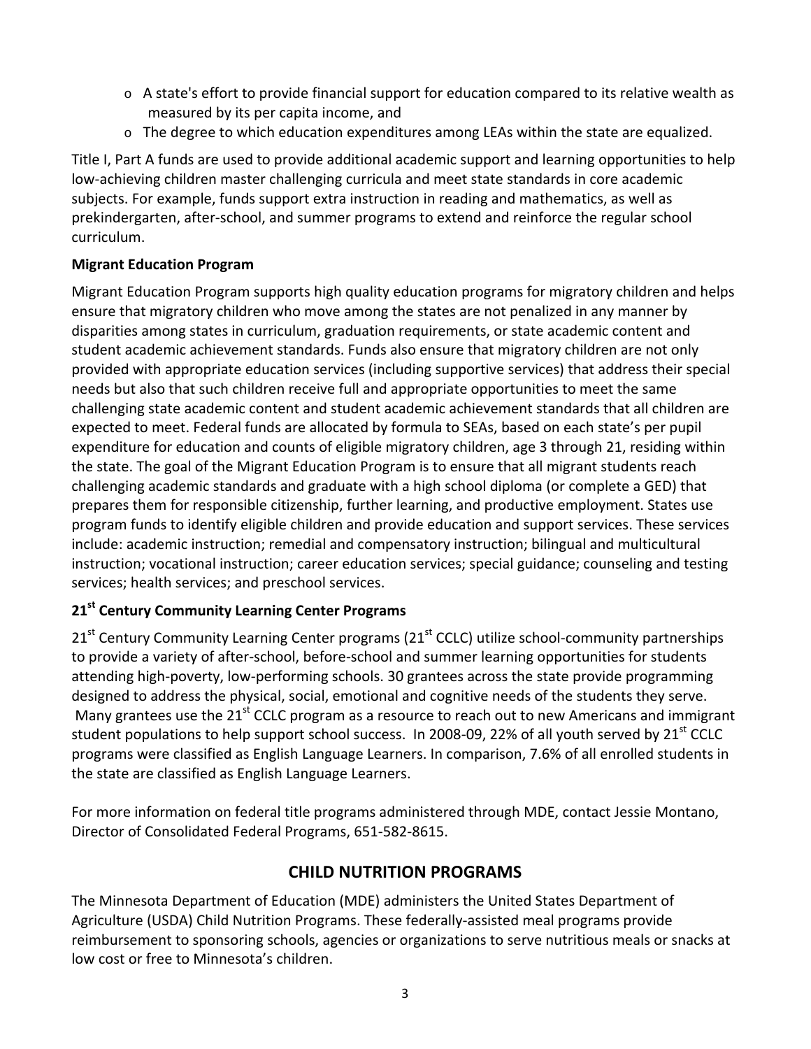- A state's effort to provide financial support for education compared to its relative wealth as measured by its per capita income, and
- The degree to which education expenditures among LEAs within the state are equalized.

Title I, Part A funds are used to provide additional academic support and learning opportunities to help low-achieving children master challenging curricula and meet state standards in core academic subjects. For example, funds support extra instruction in reading and mathematics, as well as prekindergarten, after-school, and summer programs to extend and reinforce the regular school curriculum.

**Migrant Education Program**

Migrant Education Program supports high quality education programs for migratory children and helps ensure that migratory children who move among the states are not penalized in any manner by disparities among states in curriculum, graduation requirements, or state academic content and student academic achievement standards. Funds also ensure that migratory children are not only provided with appropriate education services (including supportive services) that address their special needs but also that such children receive full and appropriate opportunities to meet the same challenging state academic content and student academic achievement standards that all children are expected to meet. Federal funds are allocated by formula to SEAs, based on each state's per pupil expenditure for education and counts of eligible migratory children, age 3 through 21, residing within the state. The goal of the Migrant Education Program is to ensure that all migrant students reach challenging academic standards and graduate with a high school diploma (or complete a GED) that prepares them for responsible citizenship, further learning, and productive employment. States use program funds to identify eligible children and provide education and support services. These services include: academic instruction; remedial and compensatory instruction; bilingual and multicultural instruction; vocational instruction; career education services; special guidance; counseling and testing services; health services; and preschool services.

**21st Century Community Learning Center Programs**

21st Century Community Learning Center programs (21st CCLC) utilize school-community partnerships to provide a variety of after-school, before-school and summer learning opportunities for students attending high-poverty, low-performing schools. 30 grantees across the state provide programming designed to address the physical, social, emotional and cognitive needs of the students they serve. Many grantees use the 21st CCLC program as a resource to reach out to new Americans and immigrant student populations to help support school success. In 2008-09, 22% of all youth served by 21st CCLC programs were classified as English Language Learners. In comparison, 7.6% of all enrolled students in the state are classified as English Language Learners.

For more information on federal title programs administered through MDE, contact Jessie Montano, Director of Consolidated Federal Programs, 651-582-8615.

## CHILD NUTRITION PROGRAMS

The Minnesota Department of Education (MDE) administers the United States Department of Agriculture (USDA) Child Nutrition Programs. These federally-assisted meal programs provide reimbursement to sponsoring schools, agencies or organizations to serve nutritious meals or snacks at low cost or free to Minnesota's children.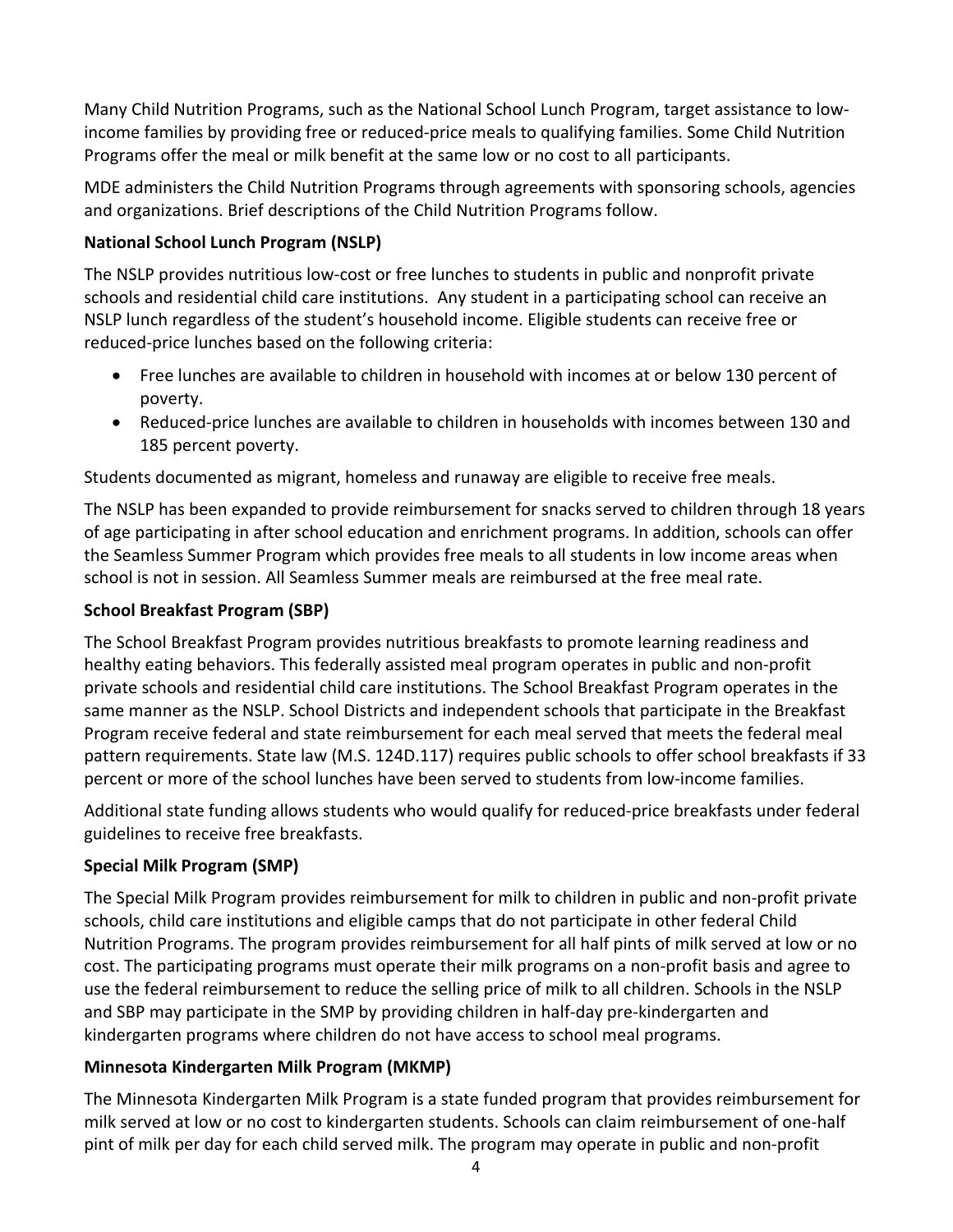Many Child Nutrition Programs, such as the National School Lunch Program, target assistance to low-income families by providing free or reduced-price meals to qualifying families. Some Child Nutrition Programs offer the meal or milk benefit at the same low or no cost to all participants.

MDE administers the Child Nutrition Programs through agreements with sponsoring schools, agencies and organizations. Brief descriptions of the Child Nutrition Programs follow.

**National School Lunch Program (NSLP)**

The NSLP provides nutritious low-cost or free lunches to students in public and nonprofit private schools and residential child care institutions. Any student in a participating school can receive an NSLP lunch regardless of the student's household income. Eligible students can receive free or reduced-price lunches based on the following criteria:

- Free lunches are available to children in household with incomes at or below 130 percent of poverty.
- Reduced-price lunches are available to children in households with incomes between 130 and 185 percent poverty.

Students documented as migrant, homeless and runaway are eligible to receive free meals.

The NSLP has been expanded to provide reimbursement for snacks served to children through 18 years of age participating in after school education and enrichment programs. In addition, schools can offer the Seamless Summer Program which provides free meals to all students in low income areas when school is not in session. All Seamless Summer meals are reimbursed at the free meal rate.

**School Breakfast Program (SBP)**

The School Breakfast Program provides nutritious breakfasts to promote learning readiness and healthy eating behaviors. This federally assisted meal program operates in public and non-profit private schools and residential child care institutions. The School Breakfast Program operates in the same manner as the NSLP. School Districts and independent schools that participate in the Breakfast Program receive federal and state reimbursement for each meal served that meets the federal meal pattern requirements. State law (M.S. 124D.117) requires public schools to offer school breakfasts if 33 percent or more of the school lunches have been served to students from low-income families.

Additional state funding allows students who would qualify for reduced-price breakfasts under federal guidelines to receive free breakfasts.

**Special Milk Program (SMP)**

The Special Milk Program provides reimbursement for milk to children in public and non-profit private schools, child care institutions and eligible camps that do not participate in other federal Child Nutrition Programs. The program provides reimbursement for all half pints of milk served at low or no cost. The participating programs must operate their milk programs on a non-profit basis and agree to use the federal reimbursement to reduce the selling price of milk to all children. Schools in the NSLP and SBP may participate in the SMP by providing children in half-day pre-kindergarten and kindergarten programs where children do not have access to school meal programs.

**Minnesota Kindergarten Milk Program (MKMP)**

The Minnesota Kindergarten Milk Program is a state funded program that provides reimbursement for milk served at low or no cost to kindergarten students. Schools can claim reimbursement of one-half pint of milk per day for each child served milk. The program may operate in public and non-profit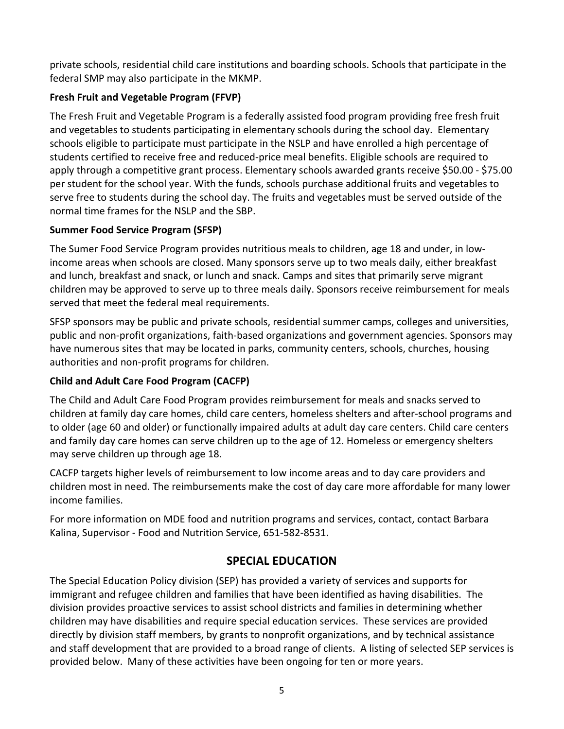private schools, residential child care institutions and boarding schools. Schools that participate in the federal SMP may also participate in the MKMP.

**Fresh Fruit and Vegetable Program (FFVP)**

The Fresh Fruit and Vegetable Program is a federally assisted food program providing free fresh fruit and vegetables to students participating in elementary schools during the school day. Elementary schools eligible to participate must participate in the NSLP and have enrolled a high percentage of students certified to receive free and reduced-price meal benefits. Eligible schools are required to apply through a competitive grant process. Elementary schools awarded grants receive $50.00 - $75.00 per student for the school year. With the funds, schools purchase additional fruits and vegetables to serve free to students during the school day. The fruits and vegetables must be served outside of the normal time frames for the NSLP and the SBP.

**Summer Food Service Program (SFSP)**

The Sumer Food Service Program provides nutritious meals to children, age 18 and under, in low-income areas when schools are closed. Many sponsors serve up to two meals daily, either breakfast and lunch, breakfast and snack, or lunch and snack. Camps and sites that primarily serve migrant children may be approved to serve up to three meals daily. Sponsors receive reimbursement for meals served that meet the federal meal requirements.

SFSP sponsors may be public and private schools, residential summer camps, colleges and universities, public and non-profit organizations, faith-based organizations and government agencies. Sponsors may have numerous sites that may be located in parks, community centers, schools, churches, housing authorities and non-profit programs for children.

**Child and Adult Care Food Program (CACFP)**

The Child and Adult Care Food Program provides reimbursement for meals and snacks served to children at family day care homes, child care centers, homeless shelters and after-school programs and to older (age 60 and older) or functionally impaired adults at adult day care centers. Child care centers and family day care homes can serve children up to the age of 12. Homeless or emergency shelters may serve children up through age 18.

CACFP targets higher levels of reimbursement to low income areas and to day care providers and children most in need. The reimbursements make the cost of day care more affordable for many lower income families.

For more information on MDE food and nutrition programs and services, contact, contact Barbara Kalina, Supervisor - Food and Nutrition Service, 651-582-8531.

## SPECIAL EDUCATION

The Special Education Policy division (SEP) has provided a variety of services and supports for immigrant and refugee children and families that have been identified as having disabilities. The division provides proactive services to assist school districts and families in determining whether children may have disabilities and require special education services. These services are provided directly by division staff members, by grants to nonprofit organizations, and by technical assistance and staff development that are provided to a broad range of clients. A listing of selected SEP services is provided below. Many of these activities have been ongoing for ten or more years.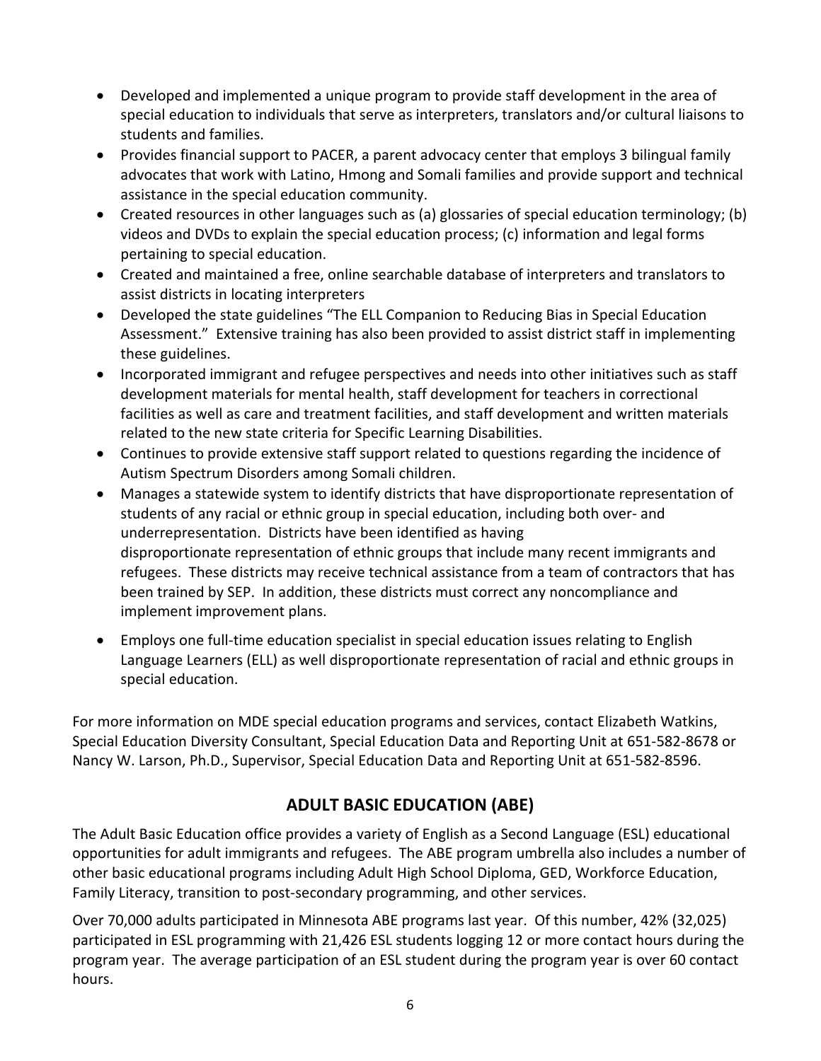- Developed and implemented a unique program to provide staff development in the area of special education to individuals that serve as interpreters, translators and/or cultural liaisons to students and families.
- Provides financial support to PACER, a parent advocacy center that employs 3 bilingual family advocates that work with Latino, Hmong and Somali families and provide support and technical assistance in the special education community.
- Created resources in other languages such as (a) glossaries of special education terminology; (b) videos and DVDs to explain the special education process; (c) information and legal forms pertaining to special education.
- Created and maintained a free, online searchable database of interpreters and translators to assist districts in locating interpreters
- Developed the state guidelines "The ELL Companion to Reducing Bias in Special Education Assessment." Extensive training has also been provided to assist district staff in implementing these guidelines.
- Incorporated immigrant and refugee perspectives and needs into other initiatives such as staff development materials for mental health, staff development for teachers in correctional facilities as well as care and treatment facilities, and staff development and written materials related to the new state criteria for Specific Learning Disabilities.
- Continues to provide extensive staff support related to questions regarding the incidence of Autism Spectrum Disorders among Somali children.
- Manages a statewide system to identify districts that have disproportionate representation of students of any racial or ethnic group in special education, including both over- and underrepresentation. Districts have been identified as having disproportionate representation of ethnic groups that include many recent immigrants and refugees. These districts may receive technical assistance from a team of contractors that has been trained by SEP. In addition, these districts must correct any noncompliance and implement improvement plans.
- Employs one full-time education specialist in special education issues relating to English Language Learners (ELL) as well disproportionate representation of racial and ethnic groups in special education.

For more information on MDE special education programs and services, contact Elizabeth Watkins, Special Education Diversity Consultant, Special Education Data and Reporting Unit at 651-582-8678 or Nancy W. Larson, Ph.D., Supervisor, Special Education Data and Reporting Unit at 651-582-8596.

## ADULT BASIC EDUCATION (ABE)

The Adult Basic Education office provides a variety of English as a Second Language (ESL) educational opportunities for adult immigrants and refugees. The ABE program umbrella also includes a number of other basic educational programs including Adult High School Diploma, GED, Workforce Education, Family Literacy, transition to post-secondary programming, and other services.

Over 70,000 adults participated in Minnesota ABE programs last year. Of this number, 42% (32,025) participated in ESL programming with 21,426 ESL students logging 12 or more contact hours during the program year. The average participation of an ESL student during the program year is over 60 contact hours.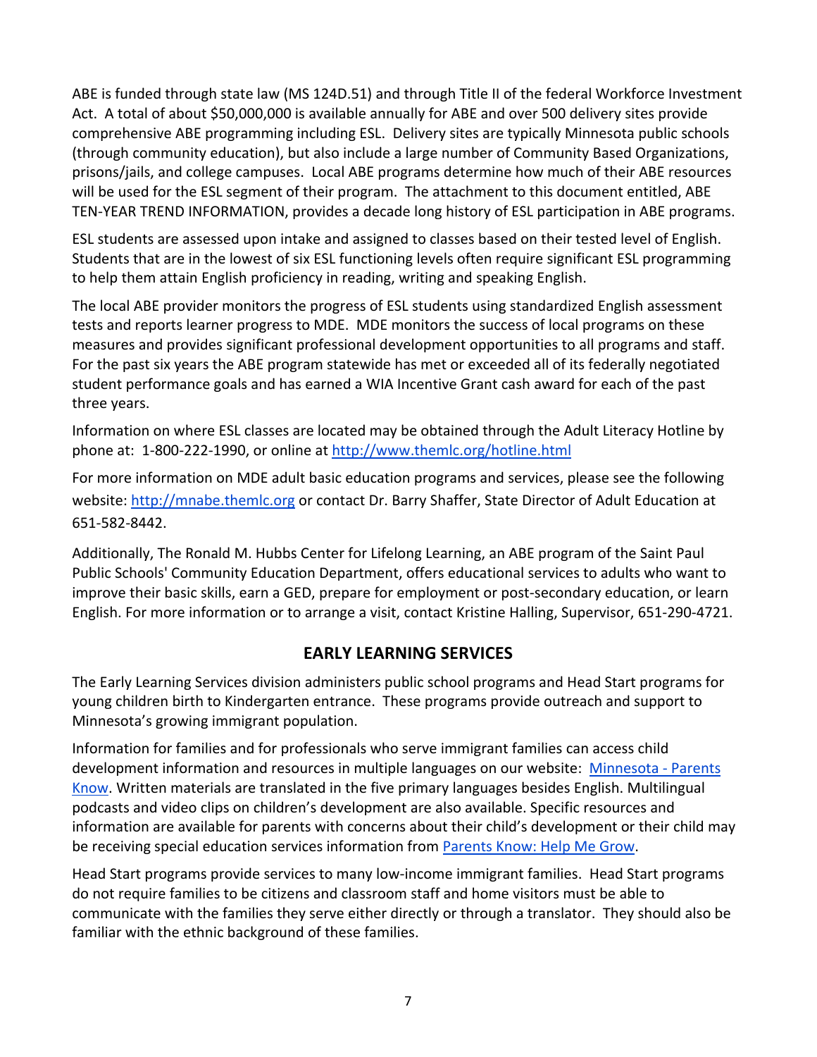ABE is funded through state law (MS 124D.51) and through Title II of the federal Workforce Investment Act. A total of about $50,000,000 is available annually for ABE and over 500 delivery sites provide comprehensive ABE programming including ESL. Delivery sites are typically Minnesota public schools (through community education), but also include a large number of Community Based Organizations, prisons/jails, and college campuses. Local ABE programs determine how much of their ABE resources will be used for the ESL segment of their program. The attachment to this document entitled, ABE TEN-YEAR TREND INFORMATION, provides a decade long history of ESL participation in ABE programs.

ESL students are assessed upon intake and assigned to classes based on their tested level of English. Students that are in the lowest of six ESL functioning levels often require significant ESL programming to help them attain English proficiency in reading, writing and speaking English.

The local ABE provider monitors the progress of ESL students using standardized English assessment tests and reports learner progress to MDE. MDE monitors the success of local programs on these measures and provides significant professional development opportunities to all programs and staff. For the past six years the ABE program statewide has met or exceeded all of its federally negotiated student performance goals and has earned a WIA Incentive Grant cash award for each of the past three years.

Information on where ESL classes are located may be obtained through the Adult Literacy Hotline by phone at: 1-800-222-1990, or online at [http://www.themlc.org/hotline.html](http://www.themlc.org/hotline.html)

For more information on MDE adult basic education programs and services, please see the following website: [http://mnabe.themlc.org](http://mnabe.themlc.org) or contact Dr. Barry Shaffer, State Director of Adult Education at 651-582-8442.

Additionally, The Ronald M. Hubbs Center for Lifelong Learning, an ABE program of the Saint Paul Public Schools' Community Education Department, offers educational services to adults who want to improve their basic skills, earn a GED, prepare for employment or post-secondary education, or learn English. For more information or to arrange a visit, contact Kristine Halling, Supervisor, 651-290-4721.

## EARLY LEARNING SERVICES

The Early Learning Services division administers public school programs and Head Start programs for young children birth to Kindergarten entrance. These programs provide outreach and support to Minnesota's growing immigrant population.

Information for families and for professionals who serve immigrant families can access child development information and resources in multiple languages on our website: Minnesota - Parents Know. Written materials are translated in the five primary languages besides English. Multilingual podcasts and video clips on children's development are also available. Specific resources and information are available for parents with concerns about their child's development or their child may be receiving special education services information from Parents Know: Help Me Grow.

Head Start programs provide services to many low-income immigrant families. Head Start programs do not require families to be citizens and classroom staff and home visitors must be able to communicate with the families they serve either directly or through a translator. They should also be familiar with the ethnic background of these families.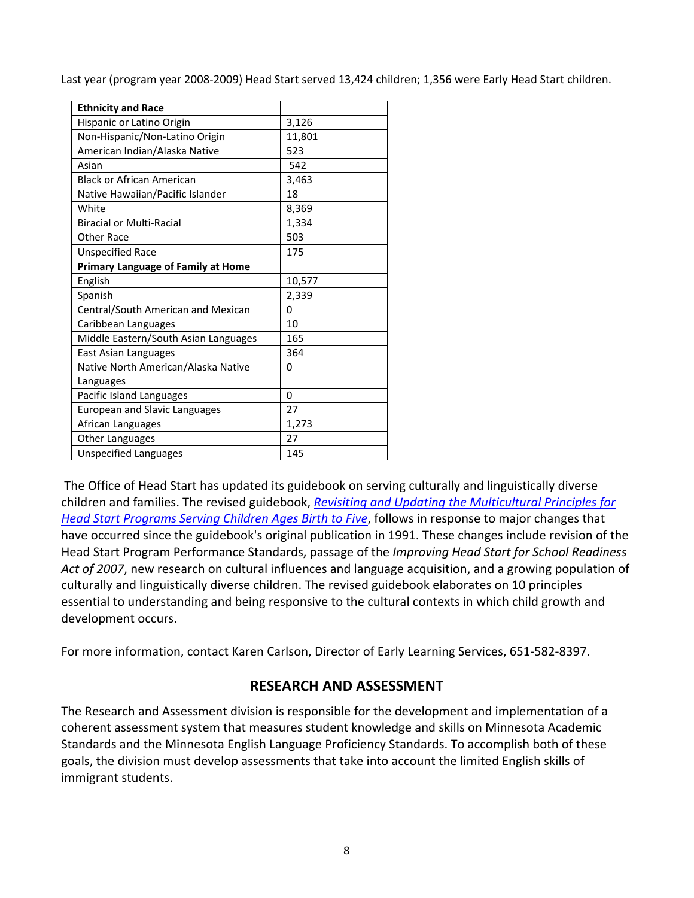Last year (program year 2008-2009) Head Start served 13,424 children; 1,356 were Early Head Start children.

| **Ethnicity and Race** | |
|---|---|
| Hispanic or Latino Origin | 3,126 |
| Non-Hispanic/Non-Latino Origin | 11,801 |
| American Indian/Alaska Native | 523 |
| Asian | 542 |
| Black or African American | 3,463 |
| Native Hawaiian/Pacific Islander | 18 |
| White | 8,369 |
| Biracial or Multi-Racial | 1,334 |
| Other Race | 503 |
| Unspecified Race | 175 |
| **Primary Language of Family at Home** | |
| English | 10,577 |
| Spanish | 2,339 |
| Central/South American and Mexican | 0 |
| Caribbean Languages | 10 |
| Middle Eastern/South Asian Languages | 165 |
| East Asian Languages | 364 |
| Native North American/Alaska Native Languages | 0 |
| Pacific Island Languages | 0 |
| European and Slavic Languages | 27 |
| African Languages | 1,273 |
| Other Languages | 27 |
| Unspecified Languages | 145 |

The Office of Head Start has updated its guidebook on serving culturally and linguistically diverse children and families. The revised guidebook, *Revisiting and Updating the Multicultural Principles for Head Start Programs Serving Children Ages Birth to Five*, follows in response to major changes that have occurred since the guidebook's original publication in 1991. These changes include revision of the Head Start Program Performance Standards, passage of the *Improving Head Start for School Readiness Act of 2007*, new research on cultural influences and language acquisition, and a growing population of culturally and linguistically diverse children. The revised guidebook elaborates on 10 principles essential to understanding and being responsive to the cultural contexts in which child growth and development occurs.

For more information, contact Karen Carlson, Director of Early Learning Services, 651-582-8397.

## RESEARCH AND ASSESSMENT

The Research and Assessment division is responsible for the development and implementation of a coherent assessment system that measures student knowledge and skills on Minnesota Academic Standards and the Minnesota English Language Proficiency Standards. To accomplish both of these goals, the division must develop assessments that take into account the limited English skills of immigrant students.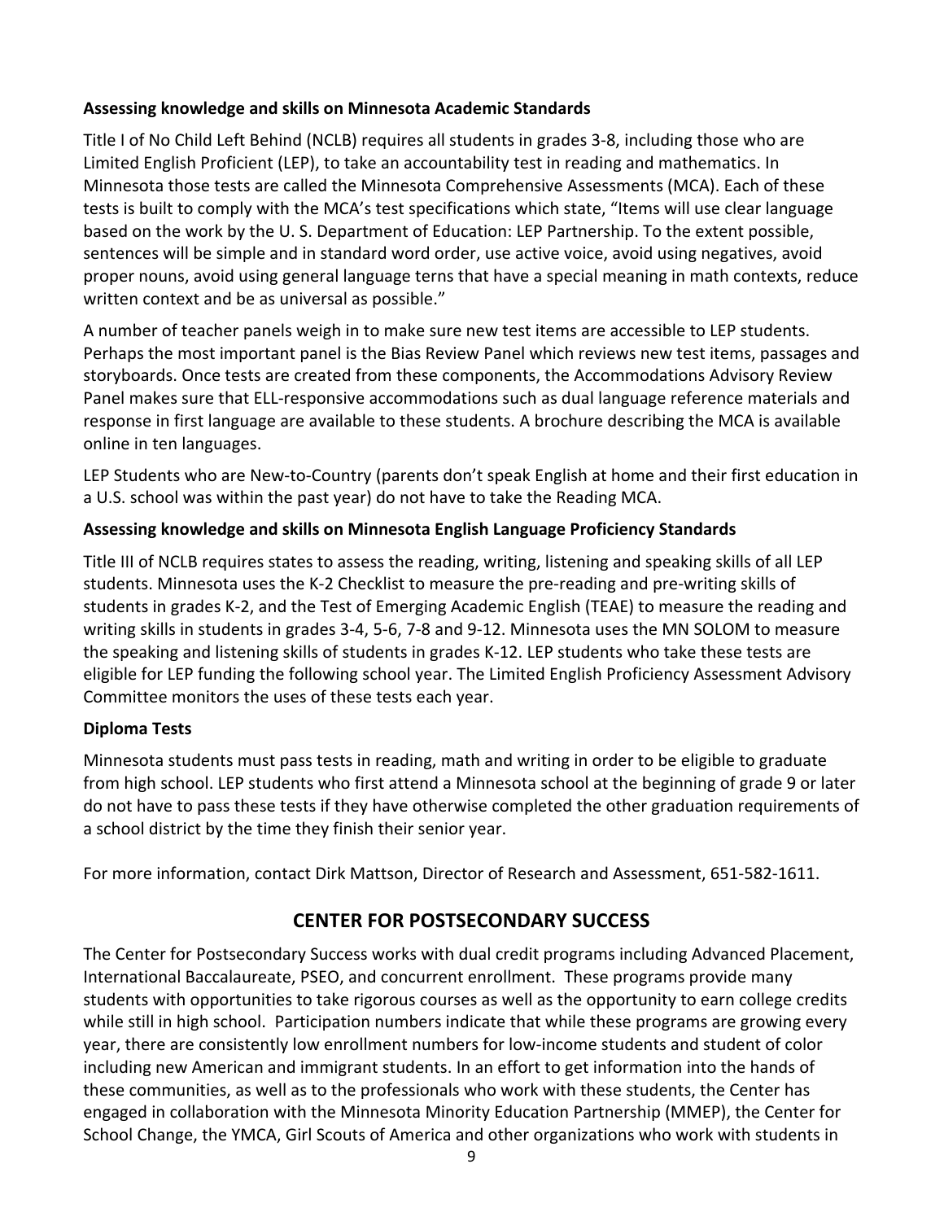**Assessing knowledge and skills on Minnesota Academic Standards**

Title I of No Child Left Behind (NCLB) requires all students in grades 3-8, including those who are Limited English Proficient (LEP), to take an accountability test in reading and mathematics. In Minnesota those tests are called the Minnesota Comprehensive Assessments (MCA). Each of these tests is built to comply with the MCA's test specifications which state, "Items will use clear language based on the work by the U. S. Department of Education: LEP Partnership. To the extent possible, sentences will be simple and in standard word order, use active voice, avoid using negatives, avoid proper nouns, avoid using general language terns that have a special meaning in math contexts, reduce written context and be as universal as possible."

A number of teacher panels weigh in to make sure new test items are accessible to LEP students. Perhaps the most important panel is the Bias Review Panel which reviews new test items, passages and storyboards. Once tests are created from these components, the Accommodations Advisory Review Panel makes sure that ELL-responsive accommodations such as dual language reference materials and response in first language are available to these students. A brochure describing the MCA is available online in ten languages.

LEP Students who are New-to-Country (parents don't speak English at home and their first education in a U.S. school was within the past year) do not have to take the Reading MCA.

**Assessing knowledge and skills on Minnesota English Language Proficiency Standards**

Title III of NCLB requires states to assess the reading, writing, listening and speaking skills of all LEP students. Minnesota uses the K-2 Checklist to measure the pre-reading and pre-writing skills of students in grades K-2, and the Test of Emerging Academic English (TEAE) to measure the reading and writing skills in students in grades 3-4, 5-6, 7-8 and 9-12. Minnesota uses the MN SOLOM to measure the speaking and listening skills of students in grades K-12. LEP students who take these tests are eligible for LEP funding the following school year. The Limited English Proficiency Assessment Advisory Committee monitors the uses of these tests each year.

**Diploma Tests**

Minnesota students must pass tests in reading, math and writing in order to be eligible to graduate from high school. LEP students who first attend a Minnesota school at the beginning of grade 9 or later do not have to pass these tests if they have otherwise completed the other graduation requirements of a school district by the time they finish their senior year.

For more information, contact Dirk Mattson, Director of Research and Assessment, 651-582-1611.

## CENTER FOR POSTSECONDARY SUCCESS

The Center for Postsecondary Success works with dual credit programs including Advanced Placement, International Baccalaureate, PSEO, and concurrent enrollment. These programs provide many students with opportunities to take rigorous courses as well as the opportunity to earn college credits while still in high school. Participation numbers indicate that while these programs are growing every year, there are consistently low enrollment numbers for low-income students and student of color including new American and immigrant students. In an effort to get information into the hands of these communities, as well as to the professionals who work with these students, the Center has engaged in collaboration with the Minnesota Minority Education Partnership (MMEP), the Center for School Change, the YMCA, Girl Scouts of America and other organizations who work with students in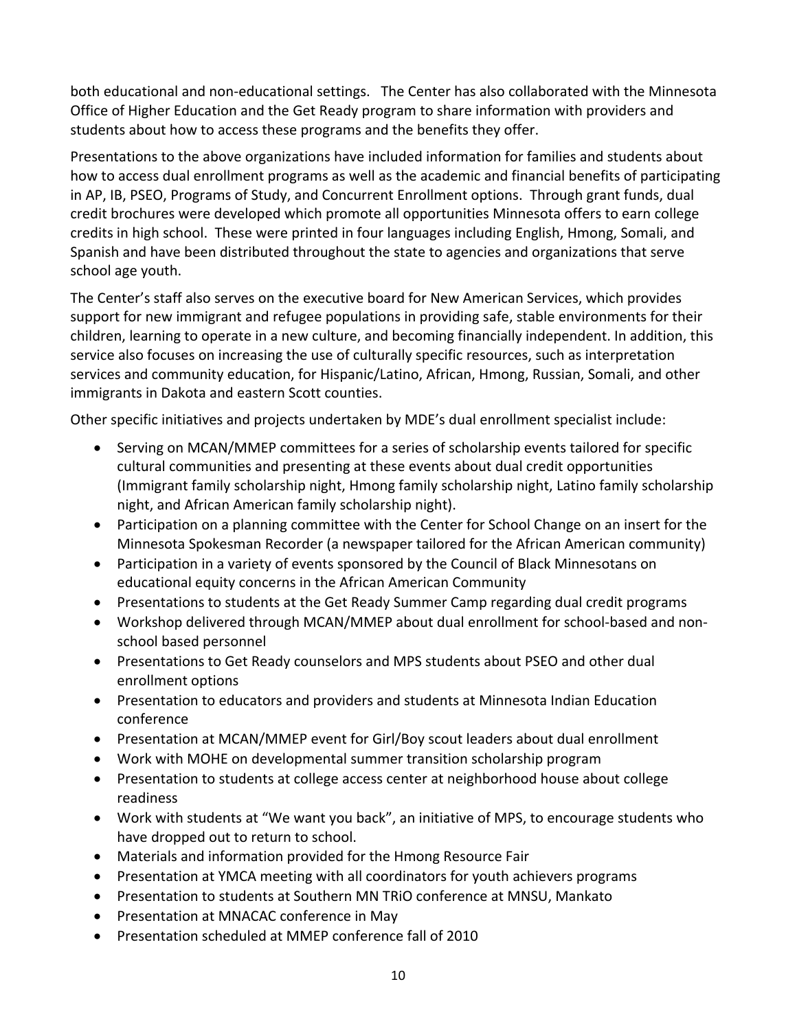both educational and non-educational settings. The Center has also collaborated with the Minnesota Office of Higher Education and the Get Ready program to share information with providers and students about how to access these programs and the benefits they offer.

Presentations to the above organizations have included information for families and students about how to access dual enrollment programs as well as the academic and financial benefits of participating in AP, IB, PSEO, Programs of Study, and Concurrent Enrollment options. Through grant funds, dual credit brochures were developed which promote all opportunities Minnesota offers to earn college credits in high school. These were printed in four languages including English, Hmong, Somali, and Spanish and have been distributed throughout the state to agencies and organizations that serve school age youth.

The Center's staff also serves on the executive board for New American Services, which provides support for new immigrant and refugee populations in providing safe, stable environments for their children, learning to operate in a new culture, and becoming financially independent. In addition, this service also focuses on increasing the use of culturally specific resources, such as interpretation services and community education, for Hispanic/Latino, African, Hmong, Russian, Somali, and other immigrants in Dakota and eastern Scott counties.

Other specific initiatives and projects undertaken by MDE's dual enrollment specialist include:

- Serving on MCAN/MMEP committees for a series of scholarship events tailored for specific cultural communities and presenting at these events about dual credit opportunities (Immigrant family scholarship night, Hmong family scholarship night, Latino family scholarship night, and African American family scholarship night).
- Participation on a planning committee with the Center for School Change on an insert for the Minnesota Spokesman Recorder (a newspaper tailored for the African American community)
- Participation in a variety of events sponsored by the Council of Black Minnesotans on educational equity concerns in the African American Community
- Presentations to students at the Get Ready Summer Camp regarding dual credit programs
- Workshop delivered through MCAN/MMEP about dual enrollment for school-based and non-school based personnel
- Presentations to Get Ready counselors and MPS students about PSEO and other dual enrollment options
- Presentation to educators and providers and students at Minnesota Indian Education conference
- Presentation at MCAN/MMEP event for Girl/Boy scout leaders about dual enrollment
- Work with MOHE on developmental summer transition scholarship program
- Presentation to students at college access center at neighborhood house about college readiness
- Work with students at "We want you back", an initiative of MPS, to encourage students who have dropped out to return to school.
- Materials and information provided for the Hmong Resource Fair
- Presentation at YMCA meeting with all coordinators for youth achievers programs
- Presentation to students at Southern MN TRiO conference at MNSU, Mankato
- Presentation at MNACAC conference in May
- Presentation scheduled at MMEP conference fall of 2010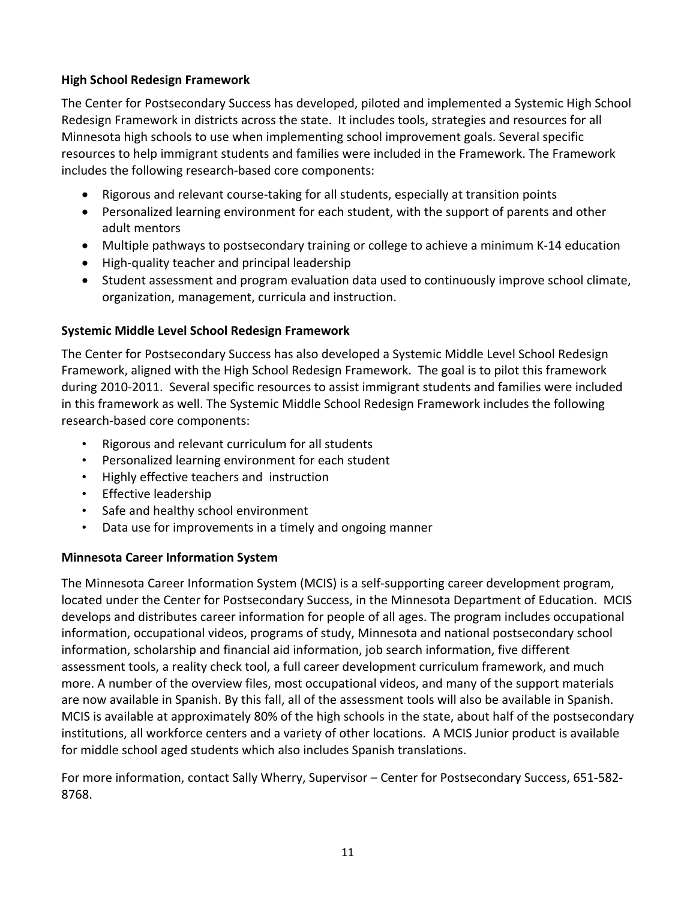### High School Redesign Framework

The Center for Postsecondary Success has developed, piloted and implemented a Systemic High School Redesign Framework in districts across the state. It includes tools, strategies and resources for all Minnesota high schools to use when implementing school improvement goals. Several specific resources to help immigrant students and families were included in the Framework. The Framework includes the following research-based core components:

- Rigorous and relevant course-taking for all students, especially at transition points
- Personalized learning environment for each student, with the support of parents and other adult mentors
- Multiple pathways to postsecondary training or college to achieve a minimum K-14 education
- High-quality teacher and principal leadership
- Student assessment and program evaluation data used to continuously improve school climate, organization, management, curricula and instruction.

### Systemic Middle Level School Redesign Framework

The Center for Postsecondary Success has also developed a Systemic Middle Level School Redesign Framework, aligned with the High School Redesign Framework. The goal is to pilot this framework during 2010-2011. Several specific resources to assist immigrant students and families were included in this framework as well. The Systemic Middle School Redesign Framework includes the following research-based core components:

- Rigorous and relevant curriculum for all students
- Personalized learning environment for each student
- Highly effective teachers and instruction
- Effective leadership
- Safe and healthy school environment
- Data use for improvements in a timely and ongoing manner

### Minnesota Career Information System

The Minnesota Career Information System (MCIS) is a self-supporting career development program, located under the Center for Postsecondary Success, in the Minnesota Department of Education. MCIS develops and distributes career information for people of all ages. The program includes occupational information, occupational videos, programs of study, Minnesota and national postsecondary school information, scholarship and financial aid information, job search information, five different assessment tools, a reality check tool, a full career development curriculum framework, and much more. A number of the overview files, most occupational videos, and many of the support materials are now available in Spanish. By this fall, all of the assessment tools will also be available in Spanish. MCIS is available at approximately 80% of the high schools in the state, about half of the postsecondary institutions, all workforce centers and a variety of other locations. A MCIS Junior product is available for middle school aged students which also includes Spanish translations.

For more information, contact Sally Wherry, Supervisor – Center for Postsecondary Success, 651-582-8768.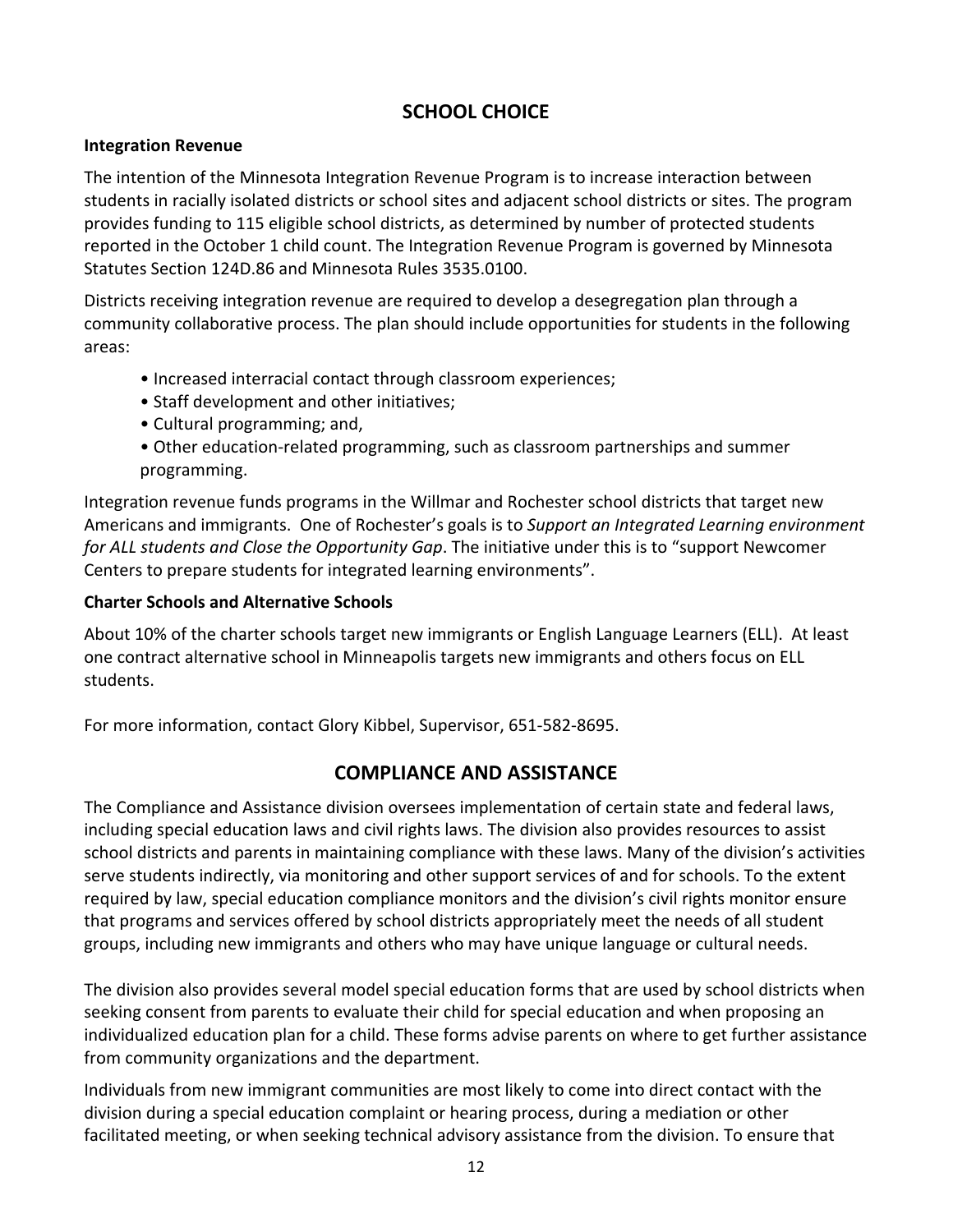## SCHOOL CHOICE

**Integration Revenue**

The intention of the Minnesota Integration Revenue Program is to increase interaction between students in racially isolated districts or school sites and adjacent school districts or sites. The program provides funding to 115 eligible school districts, as determined by number of protected students reported in the October 1 child count. The Integration Revenue Program is governed by Minnesota Statutes Section 124D.86 and Minnesota Rules 3535.0100.

Districts receiving integration revenue are required to develop a desegregation plan through a community collaborative process. The plan should include opportunities for students in the following areas:

- Increased interracial contact through classroom experiences;
- Staff development and other initiatives;
- Cultural programming; and,
- Other education-related programming, such as classroom partnerships and summer programming.

Integration revenue funds programs in the Willmar and Rochester school districts that target new Americans and immigrants. One of Rochester's goals is to *Support an Integrated Learning environment for ALL students and Close the Opportunity Gap*. The initiative under this is to "support Newcomer Centers to prepare students for integrated learning environments".

**Charter Schools and Alternative Schools**

About 10% of the charter schools target new immigrants or English Language Learners (ELL). At least one contract alternative school in Minneapolis targets new immigrants and others focus on ELL students.

For more information, contact Glory Kibbel, Supervisor, 651-582-8695.

## COMPLIANCE AND ASSISTANCE

The Compliance and Assistance division oversees implementation of certain state and federal laws, including special education laws and civil rights laws. The division also provides resources to assist school districts and parents in maintaining compliance with these laws. Many of the division's activities serve students indirectly, via monitoring and other support services of and for schools. To the extent required by law, special education compliance monitors and the division's civil rights monitor ensure that programs and services offered by school districts appropriately meet the needs of all student groups, including new immigrants and others who may have unique language or cultural needs.

The division also provides several model special education forms that are used by school districts when seeking consent from parents to evaluate their child for special education and when proposing an individualized education plan for a child. These forms advise parents on where to get further assistance from community organizations and the department.

Individuals from new immigrant communities are most likely to come into direct contact with the division during a special education complaint or hearing process, during a mediation or other facilitated meeting, or when seeking technical advisory assistance from the division. To ensure that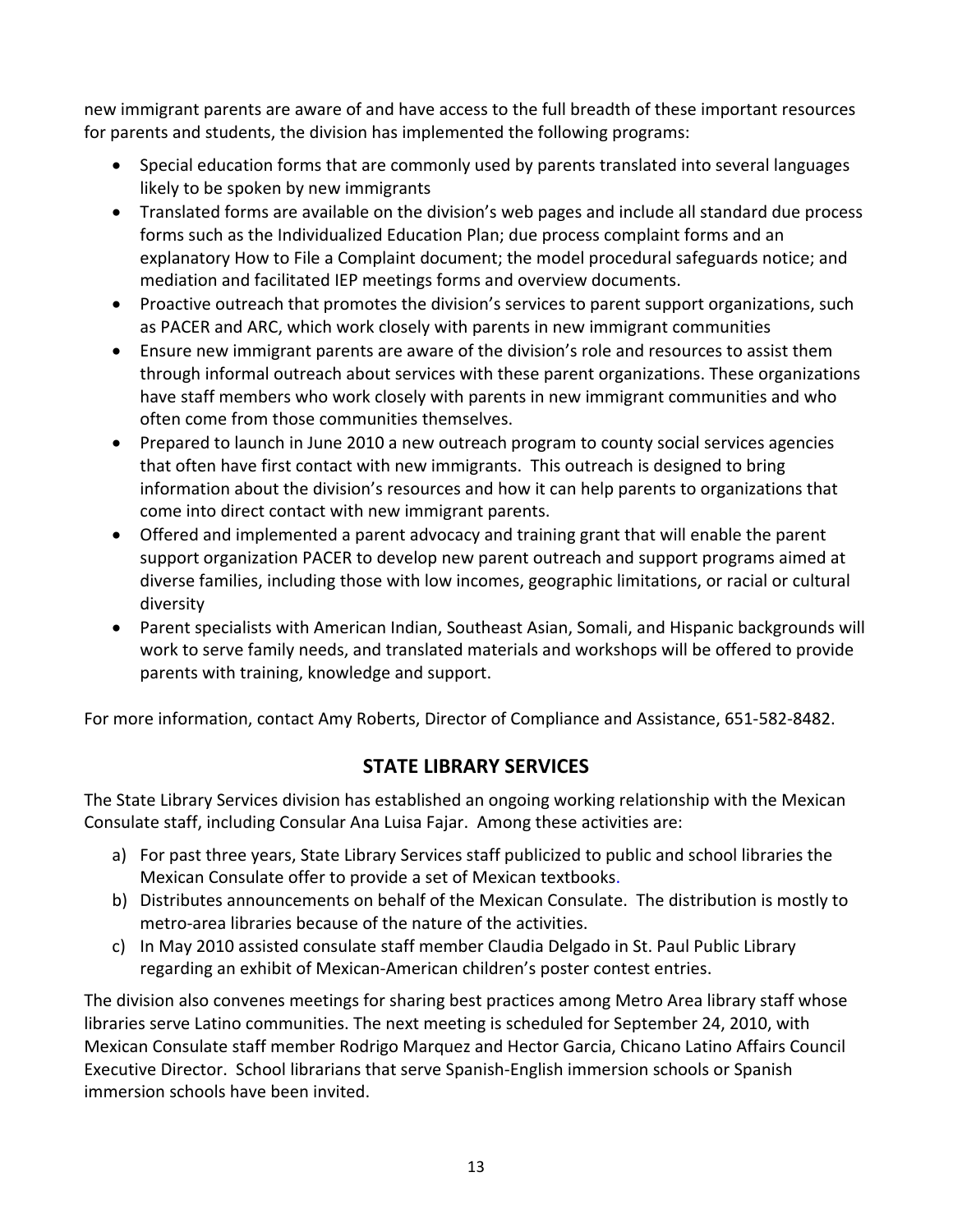new immigrant parents are aware of and have access to the full breadth of these important resources for parents and students, the division has implemented the following programs:

- Special education forms that are commonly used by parents translated into several languages likely to be spoken by new immigrants
- Translated forms are available on the division's web pages and include all standard due process forms such as the Individualized Education Plan; due process complaint forms and an explanatory How to File a Complaint document; the model procedural safeguards notice; and mediation and facilitated IEP meetings forms and overview documents.
- Proactive outreach that promotes the division's services to parent support organizations, such as PACER and ARC, which work closely with parents in new immigrant communities
- Ensure new immigrant parents are aware of the division's role and resources to assist them through informal outreach about services with these parent organizations. These organizations have staff members who work closely with parents in new immigrant communities and who often come from those communities themselves.
- Prepared to launch in June 2010 a new outreach program to county social services agencies that often have first contact with new immigrants. This outreach is designed to bring information about the division's resources and how it can help parents to organizations that come into direct contact with new immigrant parents.
- Offered and implemented a parent advocacy and training grant that will enable the parent support organization PACER to develop new parent outreach and support programs aimed at diverse families, including those with low incomes, geographic limitations, or racial or cultural diversity
- Parent specialists with American Indian, Southeast Asian, Somali, and Hispanic backgrounds will work to serve family needs, and translated materials and workshops will be offered to provide parents with training, knowledge and support.

For more information, contact Amy Roberts, Director of Compliance and Assistance, 651-582-8482.

## STATE LIBRARY SERVICES

The State Library Services division has established an ongoing working relationship with the Mexican Consulate staff, including Consular Ana Luisa Fajar. Among these activities are:

a) For past three years, State Library Services staff publicized to public and school libraries the Mexican Consulate offer to provide a set of Mexican textbooks.
b) Distributes announcements on behalf of the Mexican Consulate. The distribution is mostly to metro-area libraries because of the nature of the activities.
c) In May 2010 assisted consulate staff member Claudia Delgado in St. Paul Public Library regarding an exhibit of Mexican-American children's poster contest entries.

The division also convenes meetings for sharing best practices among Metro Area library staff whose libraries serve Latino communities. The next meeting is scheduled for September 24, 2010, with Mexican Consulate staff member Rodrigo Marquez and Hector Garcia, Chicano Latino Affairs Council Executive Director. School librarians that serve Spanish-English immersion schools or Spanish immersion schools have been invited.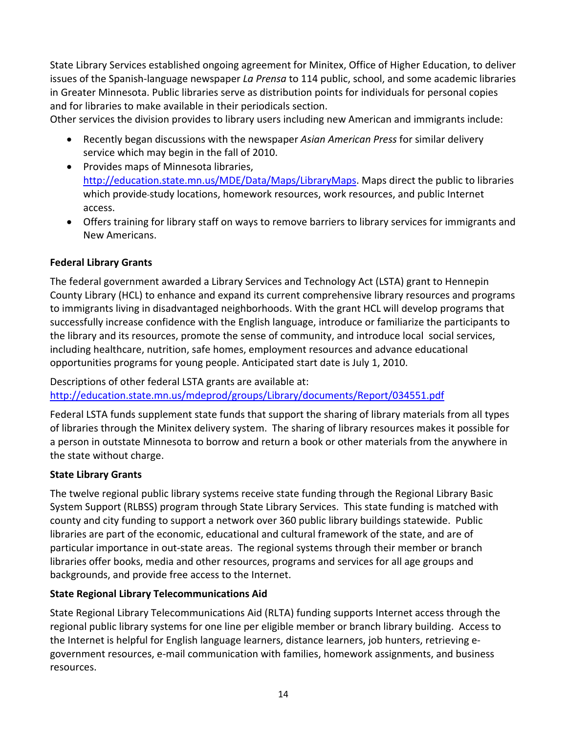State Library Services established ongoing agreement for Minitex, Office of Higher Education, to deliver issues of the Spanish-language newspaper *La Prensa* to 114 public, school, and some academic libraries in Greater Minnesota. Public libraries serve as distribution points for individuals for personal copies and for libraries to make available in their periodicals section.
Other services the division provides to library users including new American and immigrants include:

- Recently began discussions with the newspaper *Asian American Press* for similar delivery service which may begin in the fall of 2010.
- Provides maps of Minnesota libraries, http://education.state.mn.us/MDE/Data/Maps/LibraryMaps. Maps direct the public to libraries which provide study locations, homework resources, work resources, and public Internet access.
- Offers training for library staff on ways to remove barriers to library services for immigrants and New Americans.

**Federal Library Grants**

The federal government awarded a Library Services and Technology Act (LSTA) grant to Hennepin County Library (HCL) to enhance and expand its current comprehensive library resources and programs to immigrants living in disadvantaged neighborhoods. With the grant HCL will develop programs that successfully increase confidence with the English language, introduce or familiarize the participants to the library and its resources, promote the sense of community, and introduce local social services, including healthcare, nutrition, safe homes, employment resources and advance educational opportunities programs for young people. Anticipated start date is July 1, 2010.

Descriptions of other federal LSTA grants are available at:
http://education.state.mn.us/mdeprod/groups/Library/documents/Report/034551.pdf

Federal LSTA funds supplement state funds that support the sharing of library materials from all types of libraries through the Minitex delivery system. The sharing of library resources makes it possible for a person in outstate Minnesota to borrow and return a book or other materials from the anywhere in the state without charge.

**State Library Grants**

The twelve regional public library systems receive state funding through the Regional Library Basic System Support (RLBSS) program through State Library Services. This state funding is matched with county and city funding to support a network over 360 public library buildings statewide. Public libraries are part of the economic, educational and cultural framework of the state, and are of particular importance in out-state areas. The regional systems through their member or branch libraries offer books, media and other resources, programs and services for all age groups and backgrounds, and provide free access to the Internet.

**State Regional Library Telecommunications Aid**

State Regional Library Telecommunications Aid (RLTA) funding supports Internet access through the regional public library systems for one line per eligible member or branch library building. Access to the Internet is helpful for English language learners, distance learners, job hunters, retrieving e-government resources, e-mail communication with families, homework assignments, and business resources.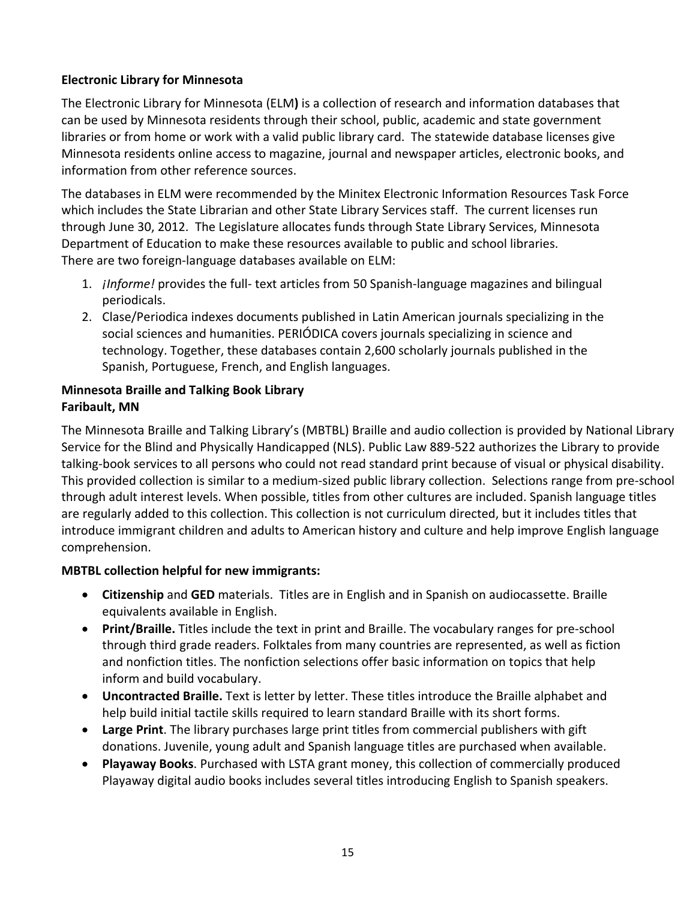**Electronic Library for Minnesota**

The Electronic Library for Minnesota (ELM**)** is a collection of research and information databases that can be used by Minnesota residents through their school, public, academic and state government libraries or from home or work with a valid public library card. The statewide database licenses give Minnesota residents online access to magazine, journal and newspaper articles, electronic books, and information from other reference sources.

The databases in ELM were recommended by the Minitex Electronic Information Resources Task Force which includes the State Librarian and other State Library Services staff. The current licenses run through June 30, 2012. The Legislature allocates funds through State Library Services, Minnesota Department of Education to make these resources available to public and school libraries.
There are two foreign-language databases available on ELM:

1. *¡Informe!* provides the full- text articles from 50 Spanish-language magazines and bilingual periodicals.
2. Clase/Periodica indexes documents published in Latin American journals specializing in the social sciences and humanities. PERIÓDICA covers journals specializing in science and technology. Together, these databases contain 2,600 scholarly journals published in the Spanish, Portuguese, French, and English languages.

**Minnesota Braille and Talking Book Library**
**Faribault, MN**

The Minnesota Braille and Talking Library's (MBTBL) Braille and audio collection is provided by National Library Service for the Blind and Physically Handicapped (NLS). Public Law 889-522 authorizes the Library to provide talking-book services to all persons who could not read standard print because of visual or physical disability. This provided collection is similar to a medium-sized public library collection. Selections range from pre-school through adult interest levels. When possible, titles from other cultures are included. Spanish language titles are regularly added to this collection. This collection is not curriculum directed, but it includes titles that introduce immigrant children and adults to American history and culture and help improve English language comprehension.

**MBTBL collection helpful for new immigrants:**

- **Citizenship** and **GED** materials. Titles are in English and in Spanish on audiocassette. Braille equivalents available in English.
- **Print/Braille.** Titles include the text in print and Braille. The vocabulary ranges for pre-school through third grade readers. Folktales from many countries are represented, as well as fiction and nonfiction titles. The nonfiction selections offer basic information on topics that help inform and build vocabulary.
- **Uncontracted Braille.** Text is letter by letter. These titles introduce the Braille alphabet and help build initial tactile skills required to learn standard Braille with its short forms.
- **Large Print**. The library purchases large print titles from commercial publishers with gift donations. Juvenile, young adult and Spanish language titles are purchased when available.
- **Playaway Books**. Purchased with LSTA grant money, this collection of commercially produced Playaway digital audio books includes several titles introducing English to Spanish speakers.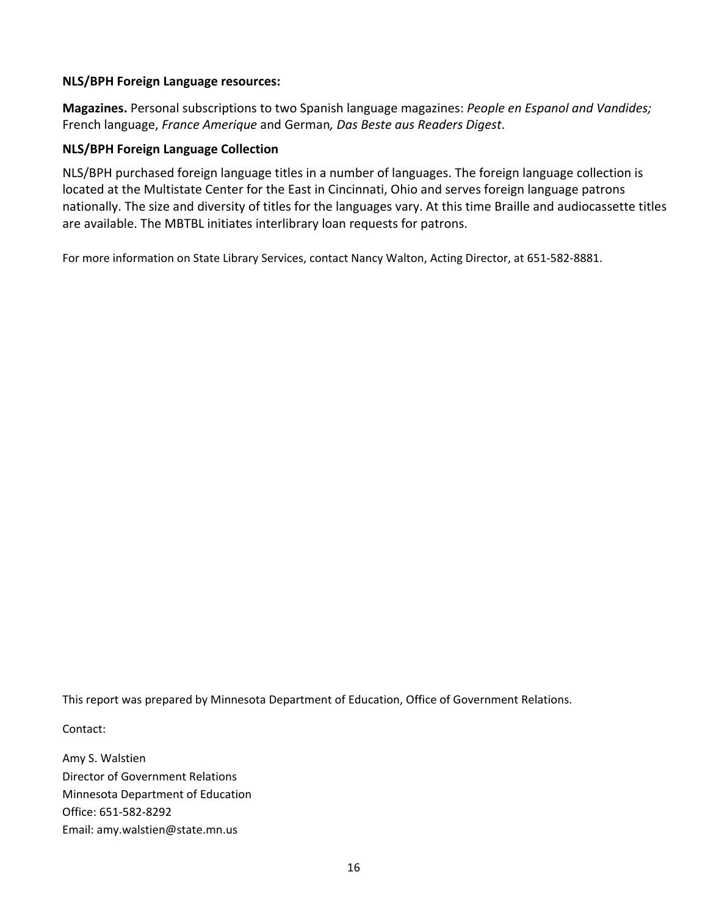**NLS/BPH Foreign Language resources:**

**Magazines.** Personal subscriptions to two Spanish language magazines: *People en Espanol and Vandides;* French language, *France Amerique* and German*, Das Beste aus Readers Digest*.

**NLS/BPH Foreign Language Collection**

NLS/BPH purchased foreign language titles in a number of languages. The foreign language collection is located at the Multistate Center for the East in Cincinnati, Ohio and serves foreign language patrons nationally. The size and diversity of titles for the languages vary. At this time Braille and audiocassette titles are available. The MBTBL initiates interlibrary loan requests for patrons.

For more information on State Library Services, contact Nancy Walton, Acting Director, at 651-582-8881.

This report was prepared by Minnesota Department of Education, Office of Government Relations.

Contact:

Amy S. Walstien
Director of Government Relations
Minnesota Department of Education
Office: 651-582-8292
Email: amy.walstien@state.mn.us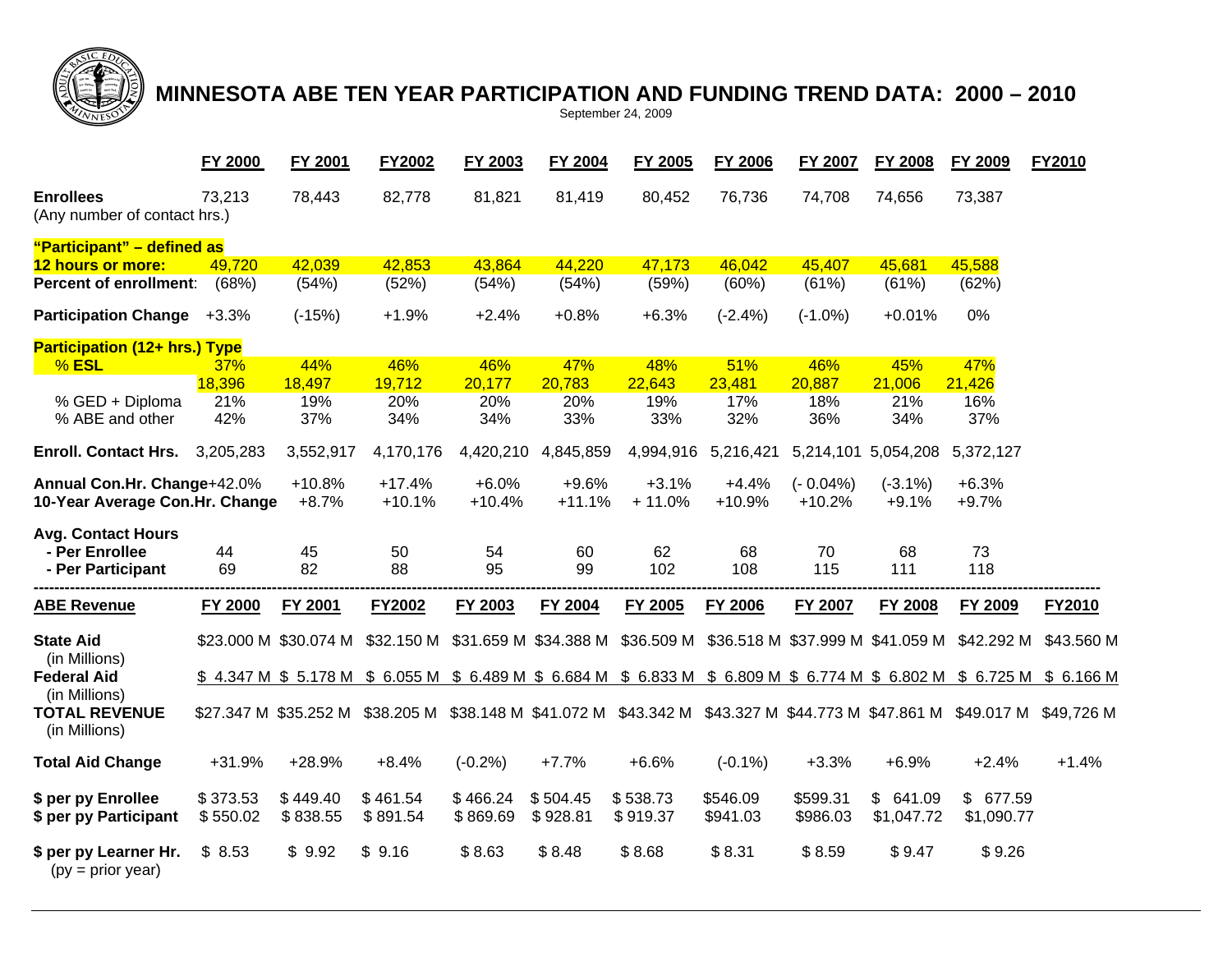# MINNESOTA ABE TEN YEAR PARTICIPATION AND FUNDING TREND DATA: 2000 – 2010

September 24, 2009

| | FY 2000 | FY 2001 | FY2002 | FY 2003 | FY 2004 | FY 2005 | FY 2006 | FY 2007 | FY 2008 | FY 2009 | FY2010 |
|---|---|---|---|---|---|---|---|---|---|---|---|
| **Enrollees** (Any number of contact hrs.) | 73,213 | 78,443 | 82,778 | 81,821 | 81,419 | 80,452 | 76,736 | 74,708 | 74,656 | 73,387 | |
| **"Participant" – defined as 12 hours or more:** | 49,720 | 42,039 | 42,853 | 43,864 | 44,220 | 47,173 | 46,042 | 45,407 | 45,681 | 45,588 | |
| **Percent of enrollment**: | (68%) | (54%) | (52%) | (54%) | (54%) | (59%) | (60%) | (61%) | (61%) | (62%) | |
| **Participation Change** | +3.3% | (-15%) | +1.9% | +2.4% | +0.8% | +6.3% | (-2.4%) | (-1.0%) | +0.01% | 0% | |
| **Participation (12+ hrs.) Type** | | | | | | | | | | | |
| % **ESL** | 37% | 44% | 46% | 46% | 47% | 48% | 51% | 46% | 45% | 47% | |
| | 18,396 | 18,497 | 19,712 | 20,177 | 20,783 | 22,643 | 23,481 | 20,887 | 21,006 | 21,426 | |
| % GED + Diploma | 21% | 19% | 20% | 20% | 20% | 19% | 17% | 18% | 21% | 16% | |
| % ABE and other | 42% | 37% | 34% | 34% | 33% | 33% | 32% | 36% | 34% | 37% | |
| **Enroll. Contact Hrs.** | 3,205,283 | 3,552,917 | 4,170,176 | 4,420,210 | 4,845,859 | 4,994,916 | 5,216,421 | 5,214,101 | 5,054,208 | 5,372,127 | |
| **Annual Con.Hr. Change** | +42.0% | +10.8% | +17.4% | +6.0% | +9.6% | +3.1% | +4.4% | (- 0.04%) | (-3.1%) | +6.3% | |
| **10-Year Average Con.Hr. Change** | | +8.7% | +10.1% | +10.4% | +11.1% | + 11.0% | +10.9% | +10.2% | +9.1% | +9.7% | |
| **Avg. Contact Hours** | | | | | | | | | | | |
| **- Per Enrollee** | 44 | 45 | 50 | 54 | 60 | 62 | 68 | 70 | 68 | 73 | |
| **- Per Participant** | 69 | 82 | 88 | 95 | 99 | 102 | 108 | 115 | 111 | 118 | |

| **ABE Revenue** | FY 2000 | FY 2001 | FY2002 | FY 2003 | FY 2004 | FY 2005 | FY 2006 | FY 2007 | FY 2008 | FY 2009 | FY2010 |
|---|---|---|---|---|---|---|---|---|---|---|---|
| **State Aid** (in Millions) | $23.000 M | $30.074 M | $32.150 M | $31.659 M | $34.388 M | $36.509 M | $36.518 M | $37.999 M | $41.059 M | $42.292 M | $43.560 M |
| **Federal Aid** (in Millions) | $ 4.347 M | $ 5.178 M | $ 6.055 M | $ 6.489 M | $ 6.684 M | $ 6.833 M | $ 6.809 M | $ 6.774 M | $ 6.802 M | $ 6.725 M | $ 6.166 M |
| **TOTAL REVENUE** (in Millions) | $27.347 M | $35.252 M | $38.205 M | $38.148 M | $41.072 M | $43.342 M | $43.327 M | $44.773 M | $47.861 M | $49.017 M | $49,726 M |
| **Total Aid Change** | +31.9% | +28.9% | +8.4% | (-0.2%) | +7.7% | +6.6% | (-0.1%) | +3.3% | +6.9% | +2.4% | +1.4% |
| **$ per py Enrollee** | $ 373.53 | $ 449.40 | $ 461.54 | $ 466.24 | $ 504.45 | $ 538.73 | $546.09 | $599.31 | $ 641.09 | $ 677.59 | |
| **$ per py Participant** | $ 550.02 | $ 838.55 | $ 891.54 | $ 869.69 | $ 928.81 | $ 919.37 | $941.03 | $986.03 | $1,047.72 | $1,090.77 | |
| **$ per py Learner Hr.** (py = prior year) | $ 8.53 | $ 9.92 | $ 9.16 | $ 8.63 | $ 8.48 | $ 8.68 | $ 8.31 | $ 8.59 | $ 9.47 | $ 9.26 | |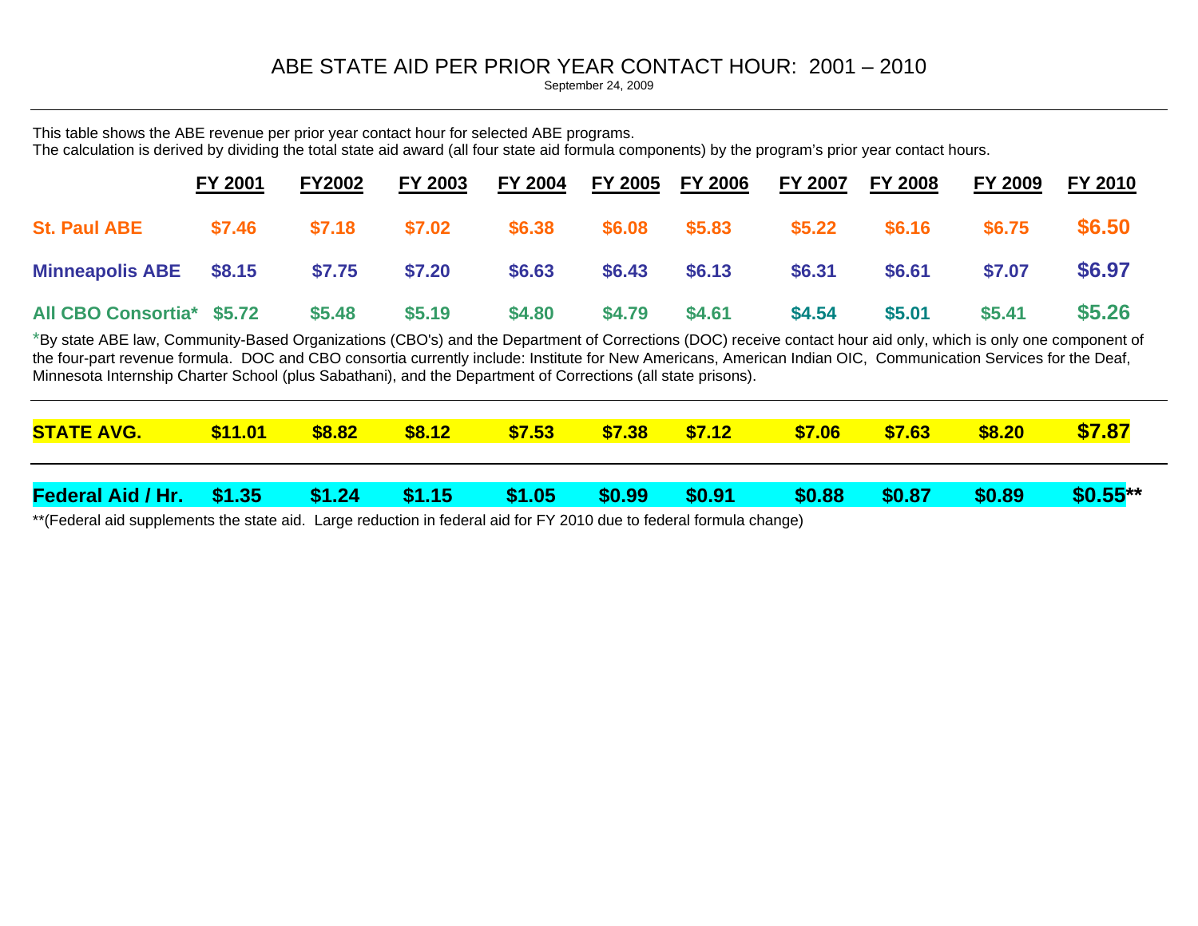# ABE STATE AID PER PRIOR YEAR CONTACT HOUR: 2001 – 2010

September 24, 2009

This table shows the ABE revenue per prior year contact hour for selected ABE programs.
The calculation is derived by dividing the total state aid award (all four state aid formula components) by the program's prior year contact hours.

| | FY 2001 | FY2002 | FY 2003 | FY 2004 | FY 2005 | FY 2006 | FY 2007 | FY 2008 | FY 2009 | FY 2010 |
|---|---|---|---|---|---|---|---|---|---|---|
| **St. Paul ABE** | $7.46 | $7.18 | $7.02 | $6.38 | $6.08 | $5.83 | $5.22 | $6.16 | $6.75 | $6.50 |
| **Minneapolis ABE** | $8.15 | $7.75 | $7.20 | $6.63 | $6.43 | $6.13 | $6.31 | $6.61 | $7.07 | $6.97 |
| **All CBO Consortia*** | $5.72 | $5.48 | $5.19 | $4.80 | $4.79 | $4.61 | $4.54 | $5.01 | $5.41 | $5.26 |

*By state ABE law, Community-Based Organizations (CBO's) and the Department of Corrections (DOC) receive contact hour aid only, which is only one component of the four-part revenue formula. DOC and CBO consortia currently include: Institute for New Americans, American Indian OIC, Communication Services for the Deaf, Minnesota Internship Charter School (plus Sabathani), and the Department of Corrections (all state prisons).

| | FY 2001 | FY2002 | FY 2003 | FY 2004 | FY 2005 | FY 2006 | FY 2007 | FY 2008 | FY 2009 | FY 2010 |
|---|---|---|---|---|---|---|---|---|---|---|
| **STATE AVG.** | $11.01 | $8.82 | $8.12 | $7.53 | $7.38 | $7.12 | $7.06 | $7.63 | $8.20 | $7.87 |
| **Federal Aid / Hr.** | $1.35 | $1.24 | $1.15 | $1.05 | $0.99 | $0.91 | $0.88 | $0.87 | $0.89 | $0.55** |

**(Federal aid supplements the state aid. Large reduction in federal aid for FY 2010 due to federal formula change)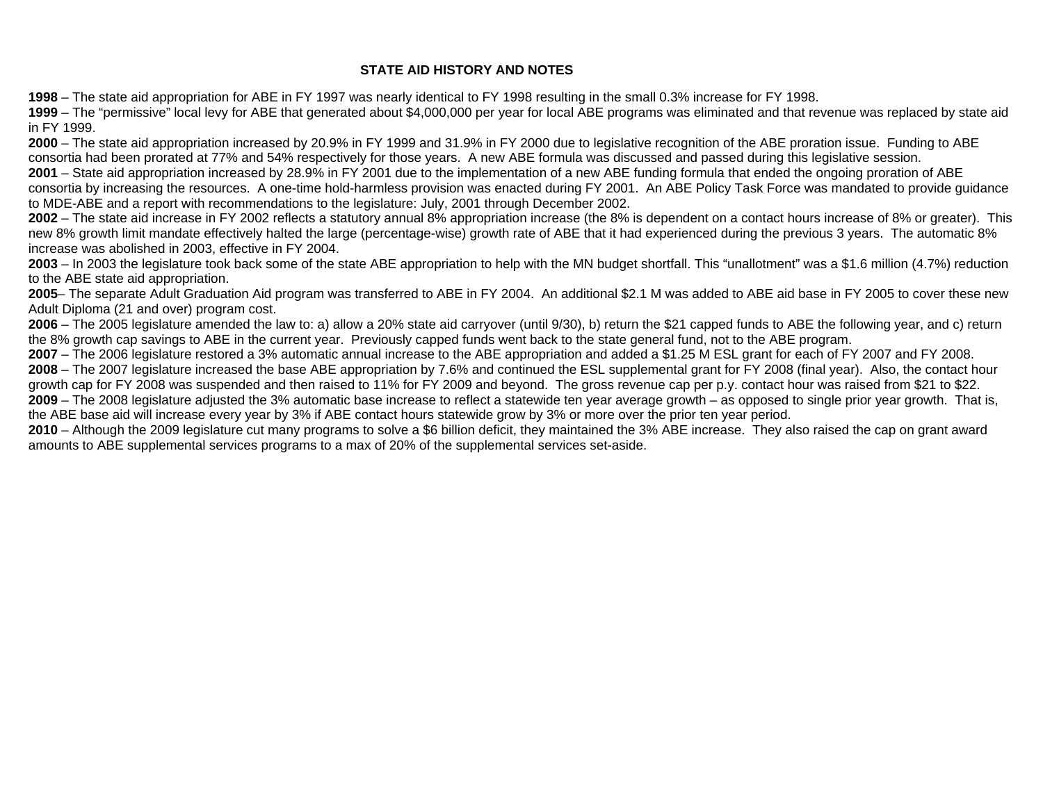## STATE AID HISTORY AND NOTES

**1998** – The state aid appropriation for ABE in FY 1997 was nearly identical to FY 1998 resulting in the small 0.3% increase for FY 1998.
**1999** – The "permissive" local levy for ABE that generated about $4,000,000 per year for local ABE programs was eliminated and that revenue was replaced by state aid in FY 1999.
**2000** – The state aid appropriation increased by 20.9% in FY 1999 and 31.9% in FY 2000 due to legislative recognition of the ABE proration issue. Funding to ABE consortia had been prorated at 77% and 54% respectively for those years. A new ABE formula was discussed and passed during this legislative session.
**2001** – State aid appropriation increased by 28.9% in FY 2001 due to the implementation of a new ABE funding formula that ended the ongoing proration of ABE consortia by increasing the resources. A one-time hold-harmless provision was enacted during FY 2001. An ABE Policy Task Force was mandated to provide guidance to MDE-ABE and a report with recommendations to the legislature: July, 2001 through December 2002.
**2002** – The state aid increase in FY 2002 reflects a statutory annual 8% appropriation increase (the 8% is dependent on a contact hours increase of 8% or greater). This new 8% growth limit mandate effectively halted the large (percentage-wise) growth rate of ABE that it had experienced during the previous 3 years. The automatic 8% increase was abolished in 2003, effective in FY 2004.
**2003** – In 2003 the legislature took back some of the state ABE appropriation to help with the MN budget shortfall. This "unallotment" was a $1.6 million (4.7%) reduction to the ABE state aid appropriation.
**2005**– The separate Adult Graduation Aid program was transferred to ABE in FY 2004. An additional $2.1 M was added to ABE aid base in FY 2005 to cover these new Adult Diploma (21 and over) program cost.
**2006** – The 2005 legislature amended the law to: a) allow a 20% state aid carryover (until 9/30), b) return the $21 capped funds to ABE the following year, and c) return the 8% growth cap savings to ABE in the current year. Previously capped funds went back to the state general fund, not to the ABE program.
**2007** – The 2006 legislature restored a 3% automatic annual increase to the ABE appropriation and added a $1.25 M ESL grant for each of FY 2007 and FY 2008.
**2008** – The 2007 legislature increased the base ABE appropriation by 7.6% and continued the ESL supplemental grant for FY 2008 (final year). Also, the contact hour growth cap for FY 2008 was suspended and then raised to 11% for FY 2009 and beyond. The gross revenue cap per p.y. contact hour was raised from $21 to $22.
**2009** – The 2008 legislature adjusted the 3% automatic base increase to reflect a statewide ten year average growth – as opposed to single prior year growth. That is, the ABE base aid will increase every year by 3% if ABE contact hours statewide grow by 3% or more over the prior ten year period.
**2010** – Although the 2009 legislature cut many programs to solve a $6 billion deficit, they maintained the 3% ABE increase. They also raised the cap on grant award amounts to ABE supplemental services programs to a max of 20% of the supplemental services set-aside.